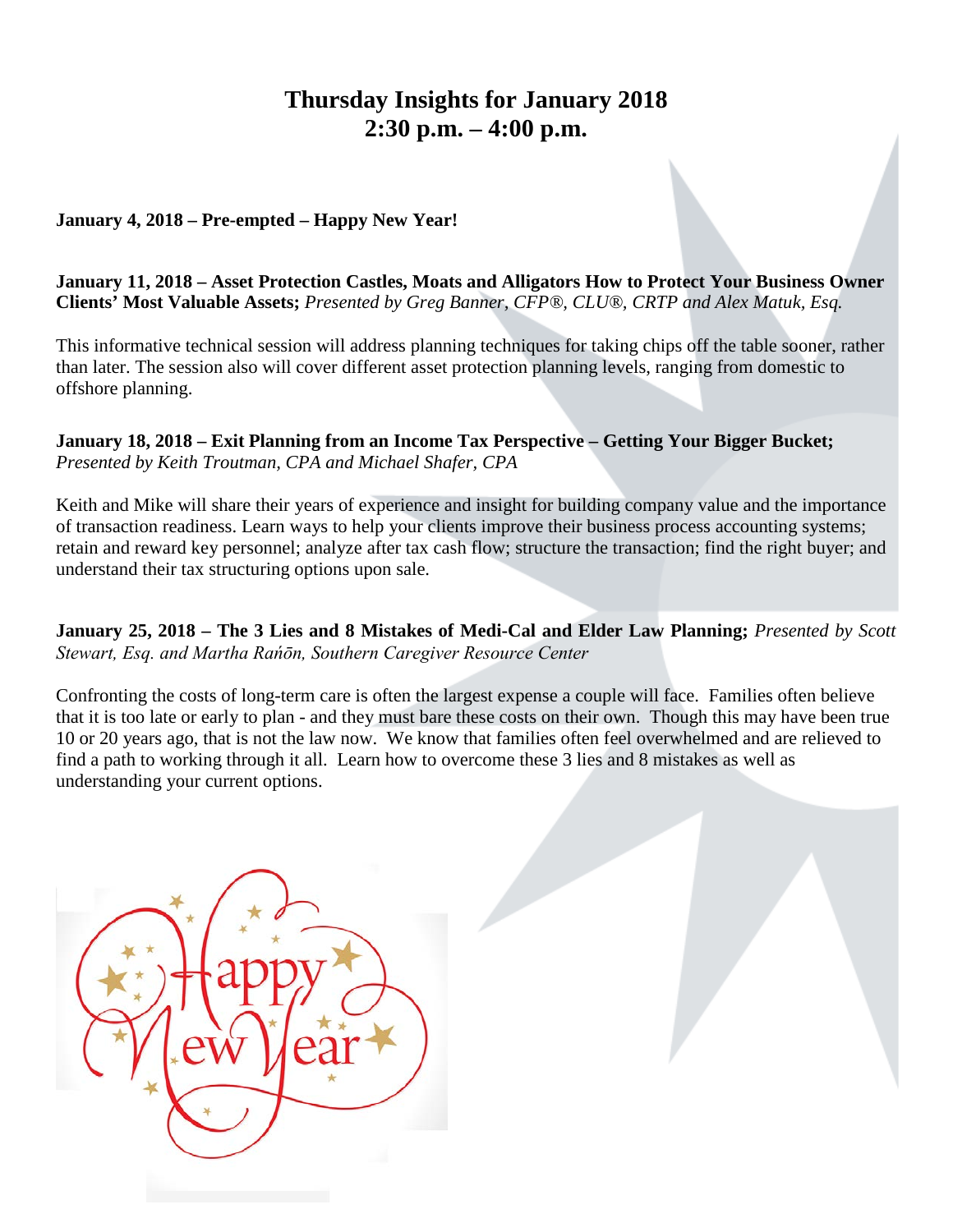# Thursday Insights for January 2018
# 2:30 p.m. – 4:00 p.m.

**January 4, 2018 – Pre-empted – Happy New Year!**

**January 11, 2018 – Asset Protection Castles, Moats and Alligators How to Protect Your Business Owner Clients' Most Valuable Assets;** *Presented by Greg Banner, CFP®, CLU®, CRTP and Alex Matuk, Esq.*

This informative technical session will address planning techniques for taking chips off the table sooner, rather than later. The session also will cover different asset protection planning levels, ranging from domestic to offshore planning.

**January 18, 2018 – Exit Planning from an Income Tax Perspective – Getting Your Bigger Bucket;** *Presented by Keith Troutman, CPA and Michael Shafer, CPA*

Keith and Mike will share their years of experience and insight for building company value and the importance of transaction readiness. Learn ways to help your clients improve their business process accounting systems; retain and reward key personnel; analyze after tax cash flow; structure the transaction; find the right buyer; and understand their tax structuring options upon sale.

**January 25, 2018 – The 3 Lies and 8 Mistakes of Medi-Cal and Elder Law Planning;** *Presented by Scott Stewart, Esq. and Martha Rańōn, Southern Caregiver Resource Center*

Confronting the costs of long-term care is often the largest expense a couple will face. Families often believe that it is too late or early to plan - and they must bare these costs on their own. Though this may have been true 10 or 20 years ago, that is not the law now. We know that families often feel overwhelmed and are relieved to find a path to working through it all. Learn how to overcome these 3 lies and 8 mistakes as well as understanding your current options.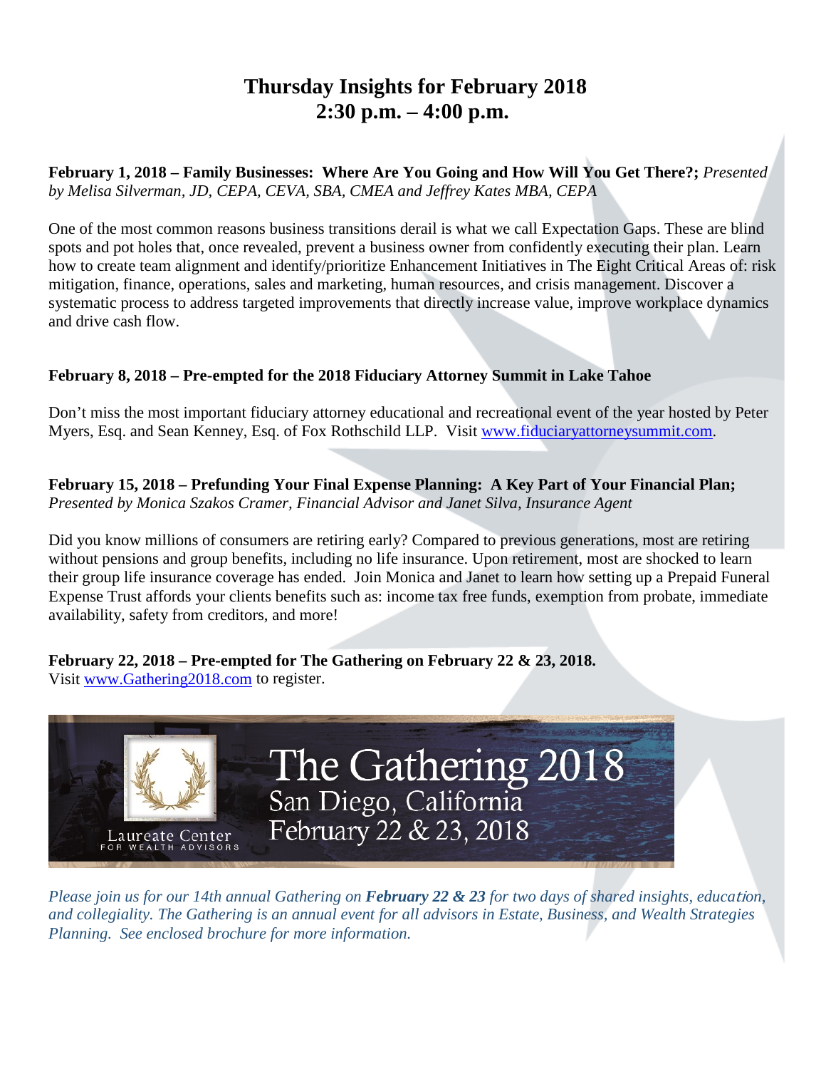# Thursday Insights for February 2018
# 2:30 p.m. – 4:00 p.m.

**February 1, 2018 – Family Businesses: Where Are You Going and How Will You Get There?;** *Presented by Melisa Silverman, JD, CEPA, CEVA, SBA, CMEA and Jeffrey Kates MBA, CEPA*

One of the most common reasons business transitions derail is what we call Expectation Gaps. These are blind spots and pot holes that, once revealed, prevent a business owner from confidently executing their plan. Learn how to create team alignment and identify/prioritize Enhancement Initiatives in The Eight Critical Areas of: risk mitigation, finance, operations, sales and marketing, human resources, and crisis management. Discover a systematic process to address targeted improvements that directly increase value, improve workplace dynamics and drive cash flow.

**February 8, 2018 – Pre-empted for the 2018 Fiduciary Attorney Summit in Lake Tahoe**

Don't miss the most important fiduciary attorney educational and recreational event of the year hosted by Peter Myers, Esq. and Sean Kenney, Esq. of Fox Rothschild LLP. Visit www.fiduciaryattorneysummit.com.

**February 15, 2018 – Prefunding Your Final Expense Planning: A Key Part of Your Financial Plan;** *Presented by Monica Szakos Cramer, Financial Advisor and Janet Silva, Insurance Agent*

Did you know millions of consumers are retiring early? Compared to previous generations, most are retiring without pensions and group benefits, including no life insurance. Upon retirement, most are shocked to learn their group life insurance coverage has ended. Join Monica and Janet to learn how setting up a Prepaid Funeral Expense Trust affords your clients benefits such as: income tax free funds, exemption from probate, immediate availability, safety from creditors, and more!

**February 22, 2018 – Pre-empted for The Gathering on February 22 & 23, 2018.**
Visit www.Gathering2018.com to register.

Laureate Center FOR WEALTH ADVISORS

The Gathering 2018
San Diego, California
February 22 & 23, 2018

*Please join us for our 14th annual Gathering on* ***February 22 & 23*** *for two days of shared insights, education, and collegiality. The Gathering is an annual event for all advisors in Estate, Business, and Wealth Strategies Planning. See enclosed brochure for more information.*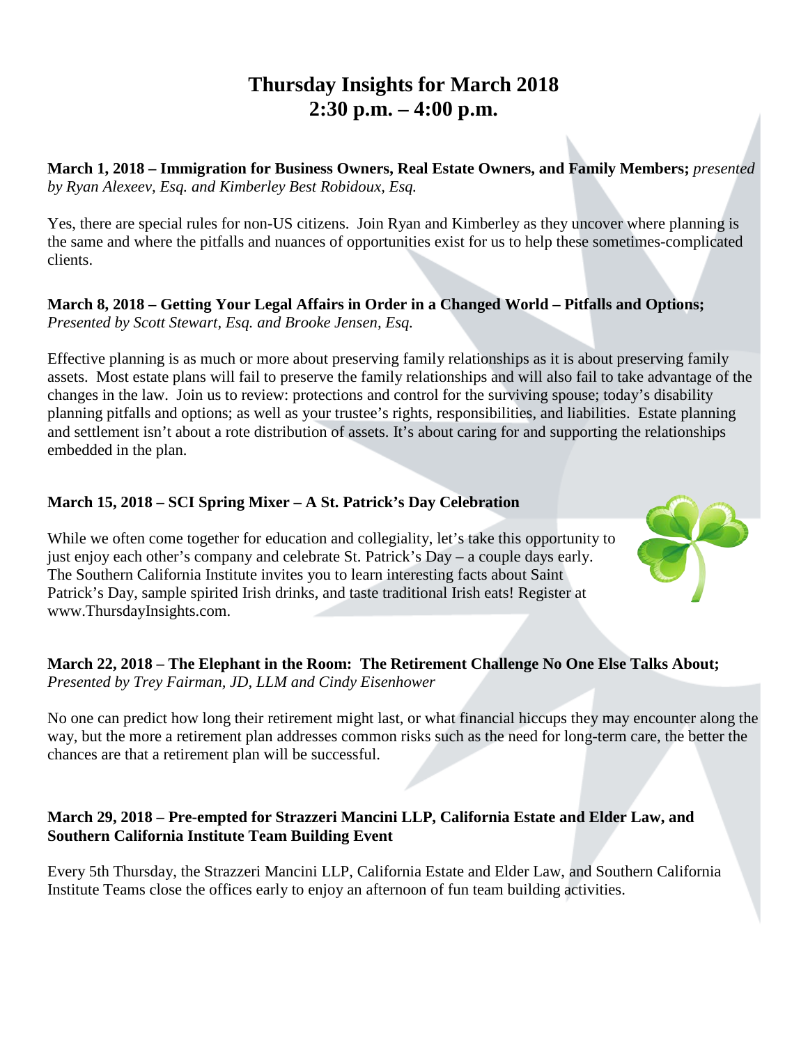# Thursday Insights for March 2018
# 2:30 p.m. – 4:00 p.m.

**March 1, 2018 – Immigration for Business Owners, Real Estate Owners, and Family Members;** *presented by Ryan Alexeev, Esq. and Kimberley Best Robidoux, Esq.*

Yes, there are special rules for non-US citizens. Join Ryan and Kimberley as they uncover where planning is the same and where the pitfalls and nuances of opportunities exist for us to help these sometimes-complicated clients.

**March 8, 2018 – Getting Your Legal Affairs in Order in a Changed World – Pitfalls and Options;** *Presented by Scott Stewart, Esq. and Brooke Jensen, Esq.*

Effective planning is as much or more about preserving family relationships as it is about preserving family assets. Most estate plans will fail to preserve the family relationships and will also fail to take advantage of the changes in the law. Join us to review: protections and control for the surviving spouse; today's disability planning pitfalls and options; as well as your trustee's rights, responsibilities, and liabilities. Estate planning and settlement isn't about a rote distribution of assets. It's about caring for and supporting the relationships embedded in the plan.

**March 15, 2018 – SCI Spring Mixer – A St. Patrick's Day Celebration**

While we often come together for education and collegiality, let's take this opportunity to just enjoy each other's company and celebrate St. Patrick's Day – a couple days early. The Southern California Institute invites you to learn interesting facts about Saint Patrick's Day, sample spirited Irish drinks, and taste traditional Irish eats! Register at www.ThursdayInsights.com.

**March 22, 2018 – The Elephant in the Room: The Retirement Challenge No One Else Talks About;** *Presented by Trey Fairman, JD, LLM and Cindy Eisenhower*

No one can predict how long their retirement might last, or what financial hiccups they may encounter along the way, but the more a retirement plan addresses common risks such as the need for long-term care, the better the chances are that a retirement plan will be successful.

**March 29, 2018 – Pre-empted for Strazzeri Mancini LLP, California Estate and Elder Law, and Southern California Institute Team Building Event**

Every 5th Thursday, the Strazzeri Mancini LLP, California Estate and Elder Law, and Southern California Institute Teams close the offices early to enjoy an afternoon of fun team building activities.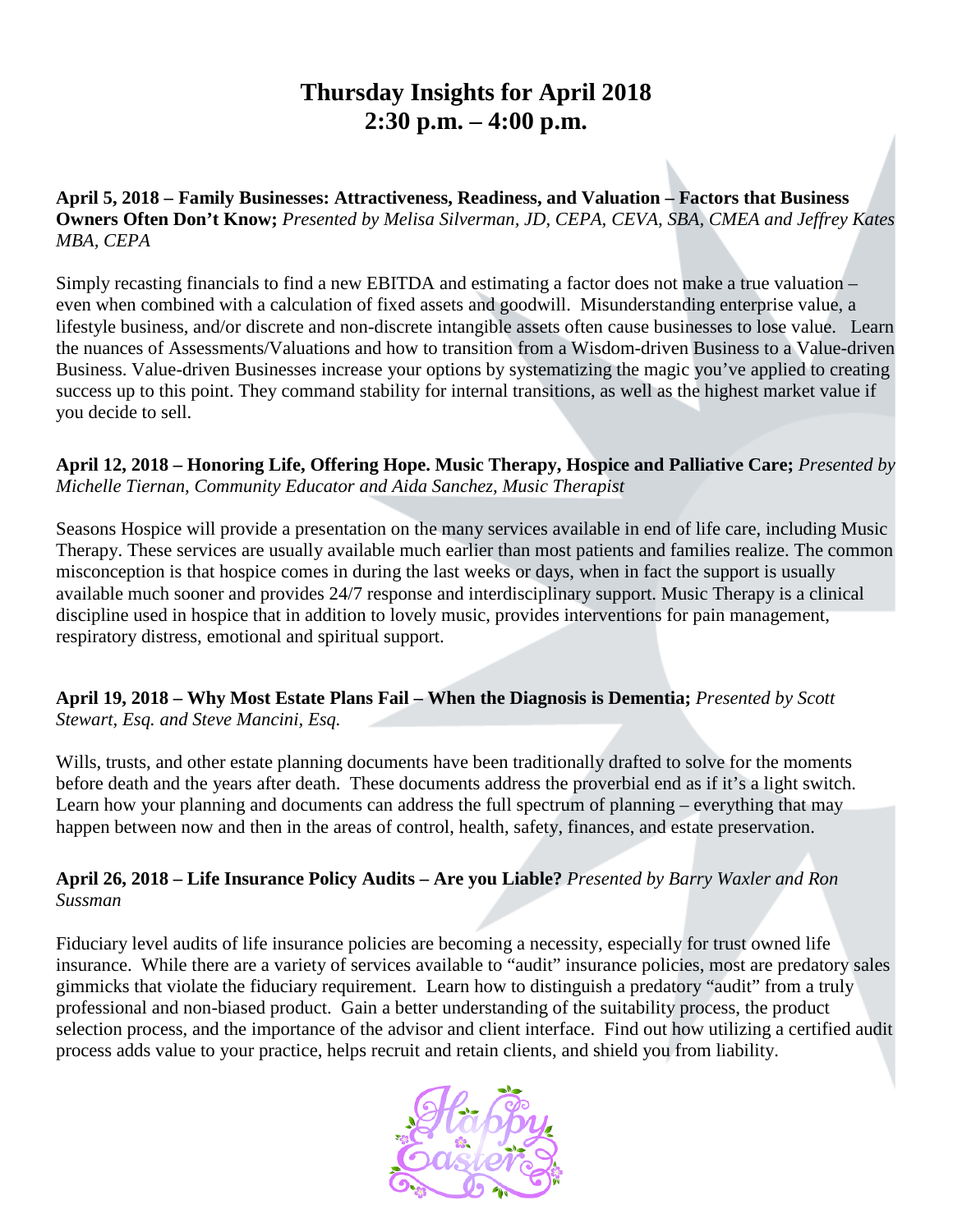# Thursday Insights for April 2018
## 2:30 p.m. – 4:00 p.m.

**April 5, 2018 – Family Businesses: Attractiveness, Readiness, and Valuation – Factors that Business Owners Often Don't Know;** *Presented by Melisa Silverman, JD, CEPA, CEVA, SBA, CMEA and Jeffrey Kates MBA, CEPA*

Simply recasting financials to find a new EBITDA and estimating a factor does not make a true valuation – even when combined with a calculation of fixed assets and goodwill. Misunderstanding enterprise value, a lifestyle business, and/or discrete and non-discrete intangible assets often cause businesses to lose value. Learn the nuances of Assessments/Valuations and how to transition from a Wisdom-driven Business to a Value-driven Business. Value-driven Businesses increase your options by systematizing the magic you've applied to creating success up to this point. They command stability for internal transitions, as well as the highest market value if you decide to sell.

**April 12, 2018 – Honoring Life, Offering Hope. Music Therapy, Hospice and Palliative Care;** *Presented by Michelle Tiernan, Community Educator and Aida Sanchez, Music Therapist*

Seasons Hospice will provide a presentation on the many services available in end of life care, including Music Therapy. These services are usually available much earlier than most patients and families realize. The common misconception is that hospice comes in during the last weeks or days, when in fact the support is usually available much sooner and provides 24/7 response and interdisciplinary support. Music Therapy is a clinical discipline used in hospice that in addition to lovely music, provides interventions for pain management, respiratory distress, emotional and spiritual support.

**April 19, 2018 – Why Most Estate Plans Fail – When the Diagnosis is Dementia;** *Presented by Scott Stewart, Esq. and Steve Mancini, Esq.*

Wills, trusts, and other estate planning documents have been traditionally drafted to solve for the moments before death and the years after death. These documents address the proverbial end as if it's a light switch. Learn how your planning and documents can address the full spectrum of planning – everything that may happen between now and then in the areas of control, health, safety, finances, and estate preservation.

**April 26, 2018 – Life Insurance Policy Audits – Are you Liable?** *Presented by Barry Waxler and Ron Sussman*

Fiduciary level audits of life insurance policies are becoming a necessity, especially for trust owned life insurance. While there are a variety of services available to "audit" insurance policies, most are predatory sales gimmicks that violate the fiduciary requirement. Learn how to distinguish a predatory "audit" from a truly professional and non-biased product. Gain a better understanding of the suitability process, the product selection process, and the importance of the advisor and client interface. Find out how utilizing a certified audit process adds value to your practice, helps recruit and retain clients, and shield you from liability.

Happy Easter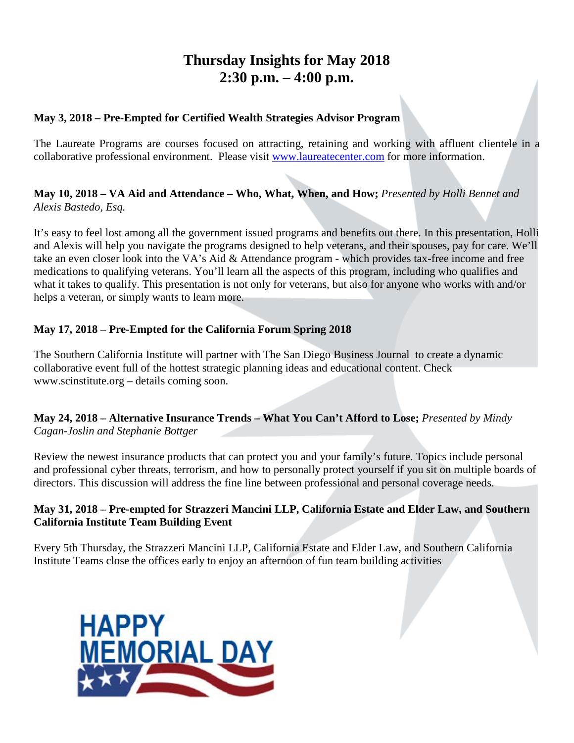# Thursday Insights for May 2018
# 2:30 p.m. – 4:00 p.m.

**May 3, 2018 – Pre-Empted for Certified Wealth Strategies Advisor Program**

The Laureate Programs are courses focused on attracting, retaining and working with affluent clientele in a collaborative professional environment. Please visit www.laureatecenter.com for more information.

**May 10, 2018 – VA Aid and Attendance – Who, What, When, and How;** *Presented by Holli Bennet and Alexis Bastedo, Esq.*

It's easy to feel lost among all the government issued programs and benefits out there. In this presentation, Holli and Alexis will help you navigate the programs designed to help veterans, and their spouses, pay for care. We'll take an even closer look into the VA's Aid & Attendance program - which provides tax-free income and free medications to qualifying veterans. You'll learn all the aspects of this program, including who qualifies and what it takes to qualify. This presentation is not only for veterans, but also for anyone who works with and/or helps a veteran, or simply wants to learn more.

**May 17, 2018 – Pre-Empted for the California Forum Spring 2018**

The Southern California Institute will partner with The San Diego Business Journal to create a dynamic collaborative event full of the hottest strategic planning ideas and educational content. Check www.scinstitute.org – details coming soon.

**May 24, 2018 – Alternative Insurance Trends – What You Can't Afford to Lose;** *Presented by Mindy Cagan-Joslin and Stephanie Bottger*

Review the newest insurance products that can protect you and your family's future. Topics include personal and professional cyber threats, terrorism, and how to personally protect yourself if you sit on multiple boards of directors. This discussion will address the fine line between professional and personal coverage needs.

**May 31, 2018 – Pre-empted for Strazzeri Mancini LLP, California Estate and Elder Law, and Southern California Institute Team Building Event**

Every 5th Thursday, the Strazzeri Mancini LLP, California Estate and Elder Law, and Southern California Institute Teams close the offices early to enjoy an afternoon of fun team building activities

HAPPY MEMORIAL DAY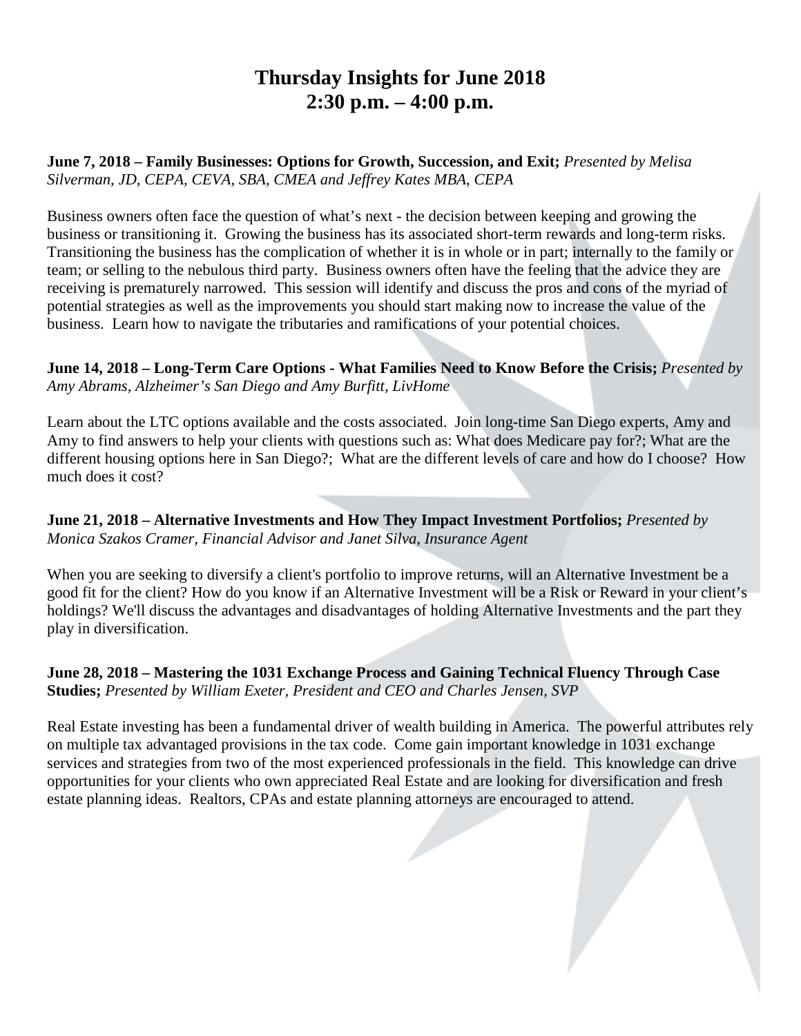# Thursday Insights for June 2018
# 2:30 p.m. – 4:00 p.m.

**June 7, 2018 – Family Businesses: Options for Growth, Succession, and Exit;** *Presented by Melisa Silverman, JD, CEPA, CEVA, SBA, CMEA and Jeffrey Kates MBA, CEPA*

Business owners often face the question of what's next - the decision between keeping and growing the business or transitioning it. Growing the business has its associated short-term rewards and long-term risks. Transitioning the business has the complication of whether it is in whole or in part; internally to the family or team; or selling to the nebulous third party. Business owners often have the feeling that the advice they are receiving is prematurely narrowed. This session will identify and discuss the pros and cons of the myriad of potential strategies as well as the improvements you should start making now to increase the value of the business. Learn how to navigate the tributaries and ramifications of your potential choices.

**June 14, 2018 – Long-Term Care Options - What Families Need to Know Before the Crisis;** *Presented by Amy Abrams, Alzheimer's San Diego and Amy Burfitt, LivHome*

Learn about the LTC options available and the costs associated. Join long-time San Diego experts, Amy and Amy to find answers to help your clients with questions such as: What does Medicare pay for?; What are the different housing options here in San Diego?; What are the different levels of care and how do I choose? How much does it cost?

**June 21, 2018 – Alternative Investments and How They Impact Investment Portfolios;** *Presented by Monica Szakos Cramer, Financial Advisor and Janet Silva, Insurance Agent*

When you are seeking to diversify a client's portfolio to improve returns, will an Alternative Investment be a good fit for the client? How do you know if an Alternative Investment will be a Risk or Reward in your client's holdings? We'll discuss the advantages and disadvantages of holding Alternative Investments and the part they play in diversification.

**June 28, 2018 – Mastering the 1031 Exchange Process and Gaining Technical Fluency Through Case Studies;** *Presented by William Exeter, President and CEO and Charles Jensen, SVP*

Real Estate investing has been a fundamental driver of wealth building in America. The powerful attributes rely on multiple tax advantaged provisions in the tax code. Come gain important knowledge in 1031 exchange services and strategies from two of the most experienced professionals in the field. This knowledge can drive opportunities for your clients who own appreciated Real Estate and are looking for diversification and fresh estate planning ideas. Realtors, CPAs and estate planning attorneys are encouraged to attend.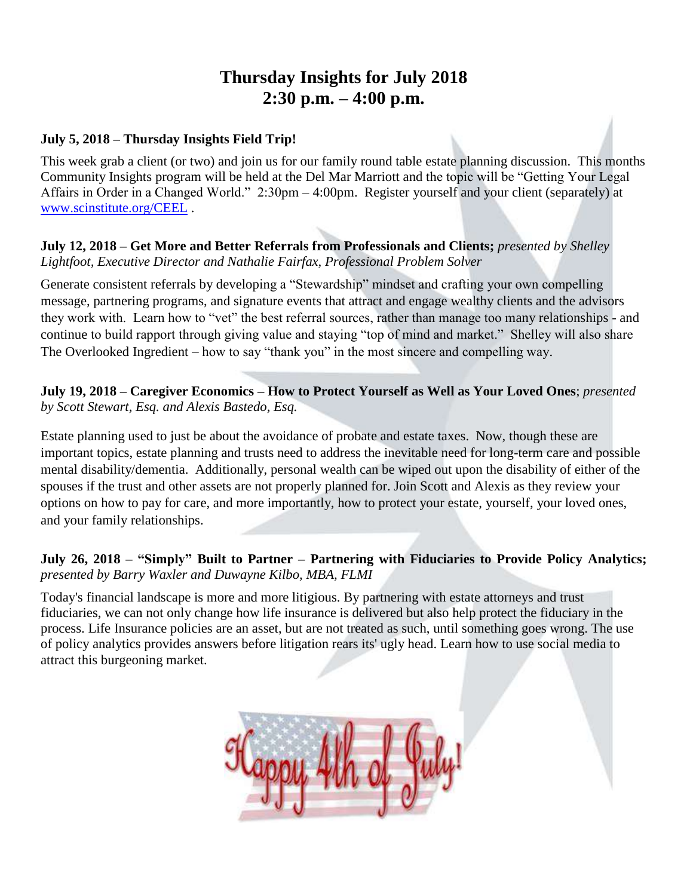# Thursday Insights for July 2018
# 2:30 p.m. – 4:00 p.m.

**July 5, 2018 – Thursday Insights Field Trip!**

This week grab a client (or two) and join us for our family round table estate planning discussion. This months Community Insights program will be held at the Del Mar Marriott and the topic will be "Getting Your Legal Affairs in Order in a Changed World." 2:30pm – 4:00pm. Register yourself and your client (separately) at [www.scinstitute.org/CEEL](www.scinstitute.org/CEEL) .

**July 12, 2018 – Get More and Better Referrals from Professionals and Clients;** *presented by Shelley Lightfoot, Executive Director and Nathalie Fairfax, Professional Problem Solver*

Generate consistent referrals by developing a "Stewardship" mindset and crafting your own compelling message, partnering programs, and signature events that attract and engage wealthy clients and the advisors they work with. Learn how to "vet" the best referral sources, rather than manage too many relationships - and continue to build rapport through giving value and staying "top of mind and market." Shelley will also share The Overlooked Ingredient – how to say "thank you" in the most sincere and compelling way.

**July 19, 2018 – Caregiver Economics – How to Protect Yourself as Well as Your Loved Ones**; *presented by Scott Stewart, Esq. and Alexis Bastedo, Esq.*

Estate planning used to just be about the avoidance of probate and estate taxes. Now, though these are important topics, estate planning and trusts need to address the inevitable need for long-term care and possible mental disability/dementia. Additionally, personal wealth can be wiped out upon the disability of either of the spouses if the trust and other assets are not properly planned for. Join Scott and Alexis as they review your options on how to pay for care, and more importantly, how to protect your estate, yourself, your loved ones, and your family relationships.

**July 26, 2018 – "Simply" Built to Partner – Partnering with Fiduciaries to Provide Policy Analytics;** *presented by Barry Waxler and Duwayne Kilbo, MBA, FLMI*

Today's financial landscape is more and more litigious. By partnering with estate attorneys and trust fiduciaries, we can not only change how life insurance is delivered but also help protect the fiduciary in the process. Life Insurance policies are an asset, but are not treated as such, until something goes wrong. The use of policy analytics provides answers before litigation rears its' ugly head. Learn how to use social media to attract this burgeoning market.

Happy 4th of July!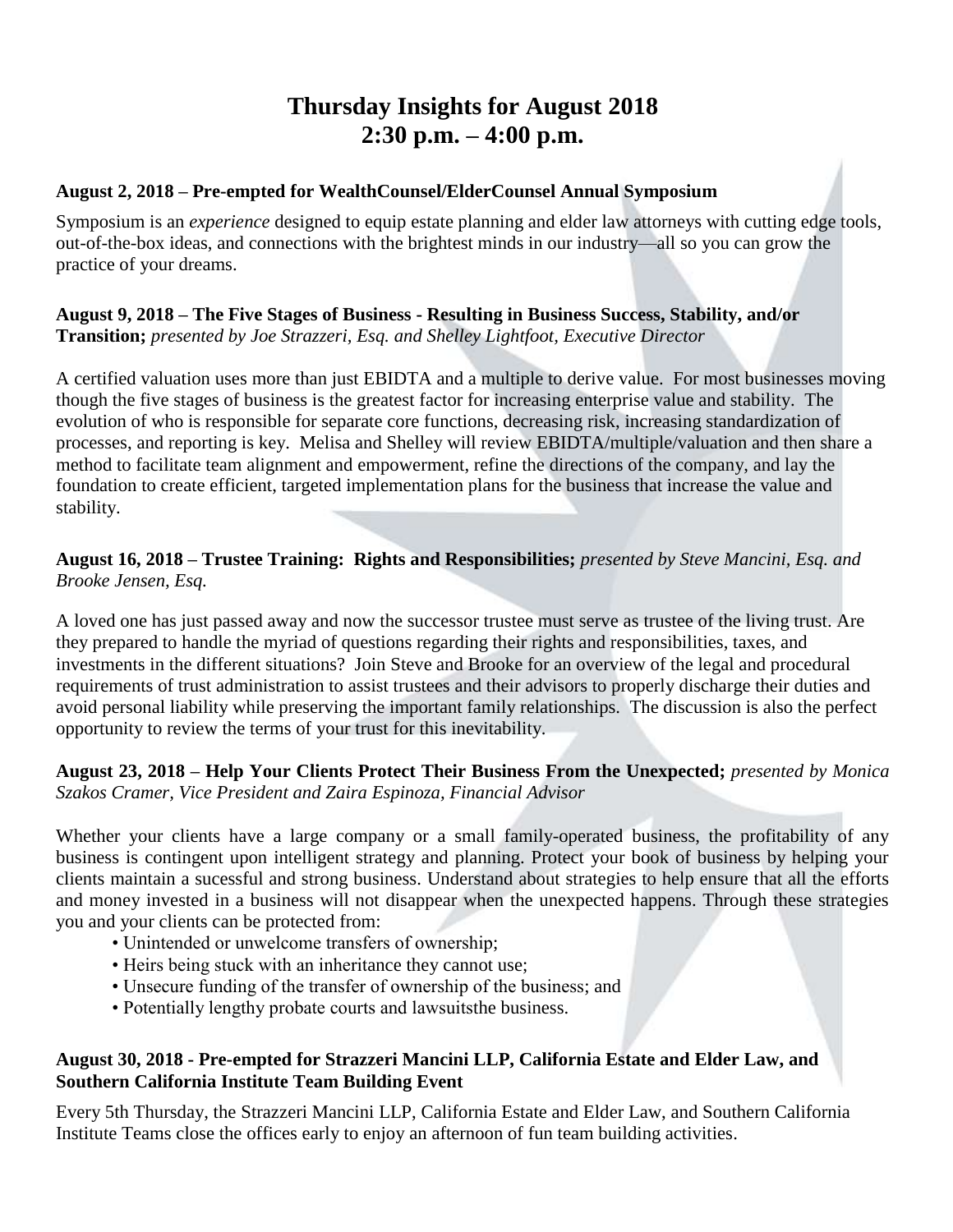# Thursday Insights for August 2018
# 2:30 p.m. – 4:00 p.m.

**August 2, 2018 – Pre-empted for WealthCounsel/ElderCounsel Annual Symposium**

Symposium is an *experience* designed to equip estate planning and elder law attorneys with cutting edge tools, out-of-the-box ideas, and connections with the brightest minds in our industry—all so you can grow the practice of your dreams.

**August 9, 2018 – The Five Stages of Business - Resulting in Business Success, Stability, and/or Transition;** *presented by Joe Strazzeri, Esq. and Shelley Lightfoot, Executive Director*

A certified valuation uses more than just EBIDTA and a multiple to derive value. For most businesses moving though the five stages of business is the greatest factor for increasing enterprise value and stability. The evolution of who is responsible for separate core functions, decreasing risk, increasing standardization of processes, and reporting is key. Melisa and Shelley will review EBIDTA/multiple/valuation and then share a method to facilitate team alignment and empowerment, refine the directions of the company, and lay the foundation to create efficient, targeted implementation plans for the business that increase the value and stability.

**August 16, 2018 – Trustee Training: Rights and Responsibilities;** *presented by Steve Mancini, Esq. and Brooke Jensen, Esq.*

A loved one has just passed away and now the successor trustee must serve as trustee of the living trust. Are they prepared to handle the myriad of questions regarding their rights and responsibilities, taxes, and investments in the different situations? Join Steve and Brooke for an overview of the legal and procedural requirements of trust administration to assist trustees and their advisors to properly discharge their duties and avoid personal liability while preserving the important family relationships. The discussion is also the perfect opportunity to review the terms of your trust for this inevitability.

**August 23, 2018 – Help Your Clients Protect Their Business From the Unexpected;** *presented by Monica Szakos Cramer, Vice President and Zaira Espinoza, Financial Advisor*

Whether your clients have a large company or a small family-operated business, the profitability of any business is contingent upon intelligent strategy and planning. Protect your book of business by helping your clients maintain a sucessful and strong business. Understand about strategies to help ensure that all the efforts and money invested in a business will not disappear when the unexpected happens. Through these strategies you and your clients can be protected from:

- Unintended or unwelcome transfers of ownership;
- Heirs being stuck with an inheritance they cannot use;
- Unsecure funding of the transfer of ownership of the business; and
- Potentially lengthy probate courts and lawsuitsthe business.

**August 30, 2018 - Pre-empted for Strazzeri Mancini LLP, California Estate and Elder Law, and Southern California Institute Team Building Event**

Every 5th Thursday, the Strazzeri Mancini LLP, California Estate and Elder Law, and Southern California Institute Teams close the offices early to enjoy an afternoon of fun team building activities.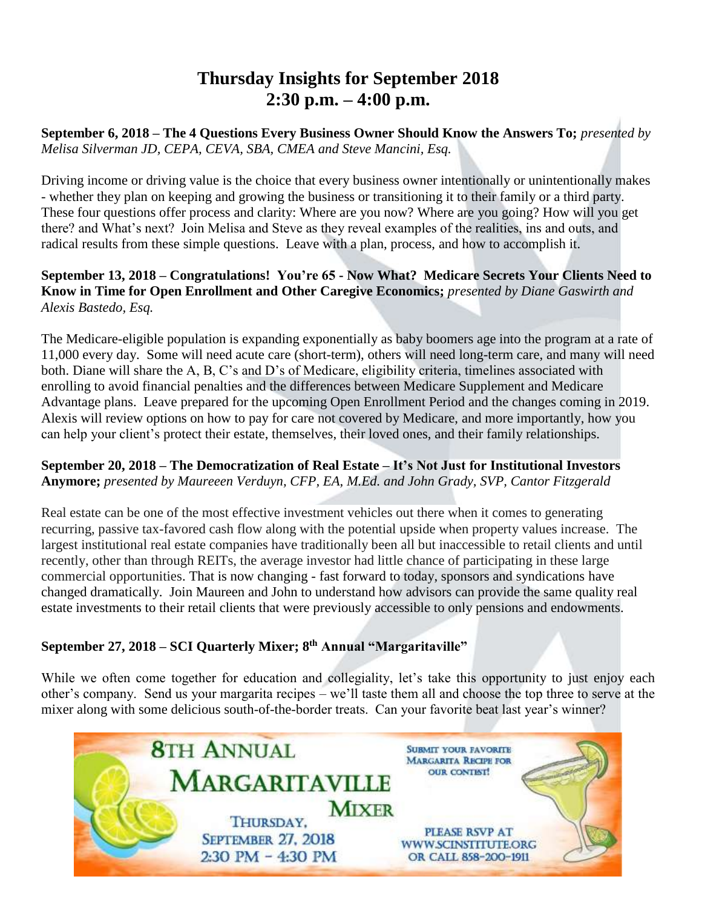# Thursday Insights for September 2018
# 2:30 p.m. – 4:00 p.m.

**September 6, 2018 – The 4 Questions Every Business Owner Should Know the Answers To;** *presented by Melisa Silverman JD, CEPA, CEVA, SBA, CMEA and Steve Mancini, Esq.*

Driving income or driving value is the choice that every business owner intentionally or unintentionally makes - whether they plan on keeping and growing the business or transitioning it to their family or a third party. These four questions offer process and clarity: Where are you now? Where are you going? How will you get there? and What's next? Join Melisa and Steve as they reveal examples of the realities, ins and outs, and radical results from these simple questions. Leave with a plan, process, and how to accomplish it.

**September 13, 2018 – Congratulations! You're 65 - Now What? Medicare Secrets Your Clients Need to Know in Time for Open Enrollment and Other Caregive Economics;** *presented by Diane Gaswirth and Alexis Bastedo, Esq.*

The Medicare-eligible population is expanding exponentially as baby boomers age into the program at a rate of 11,000 every day. Some will need acute care (short-term), others will need long-term care, and many will need both. Diane will share the A, B, C's and D's of Medicare, eligibility criteria, timelines associated with enrolling to avoid financial penalties and the differences between Medicare Supplement and Medicare Advantage plans. Leave prepared for the upcoming Open Enrollment Period and the changes coming in 2019. Alexis will review options on how to pay for care not covered by Medicare, and more importantly, how you can help your client's protect their estate, themselves, their loved ones, and their family relationships.

**September 20, 2018 – The Democratization of Real Estate – It's Not Just for Institutional Investors Anymore;** *presented by Maureeen Verduyn, CFP, EA, M.Ed. and John Grady, SVP, Cantor Fitzgerald*

Real estate can be one of the most effective investment vehicles out there when it comes to generating recurring, passive tax-favored cash flow along with the potential upside when property values increase. The largest institutional real estate companies have traditionally been all but inaccessible to retail clients and until recently, other than through REITs, the average investor had little chance of participating in these large commercial opportunities. That is now changing - fast forward to today, sponsors and syndications have changed dramatically. Join Maureen and John to understand how advisors can provide the same quality real estate investments to their retail clients that were previously accessible to only pensions and endowments.

**September 27, 2018 – SCI Quarterly Mixer; 8th Annual "Margaritaville"**

While we often come together for education and collegiality, let's take this opportunity to just enjoy each other's company. Send us your margarita recipes – we'll taste them all and choose the top three to serve at the mixer along with some delicious south-of-the-border treats. Can your favorite beat last year's winner?

**8TH ANNUAL MARGARITAVILLE MIXER**

THURSDAY, SEPTEMBER 27, 2018
2:30 PM - 4:30 PM

SUBMIT YOUR FAVORITE MARGARITA RECIPE FOR OUR CONTEST!

PLEASE RSVP AT WWW.SCINSTITUTE.ORG OR CALL 858-200-1911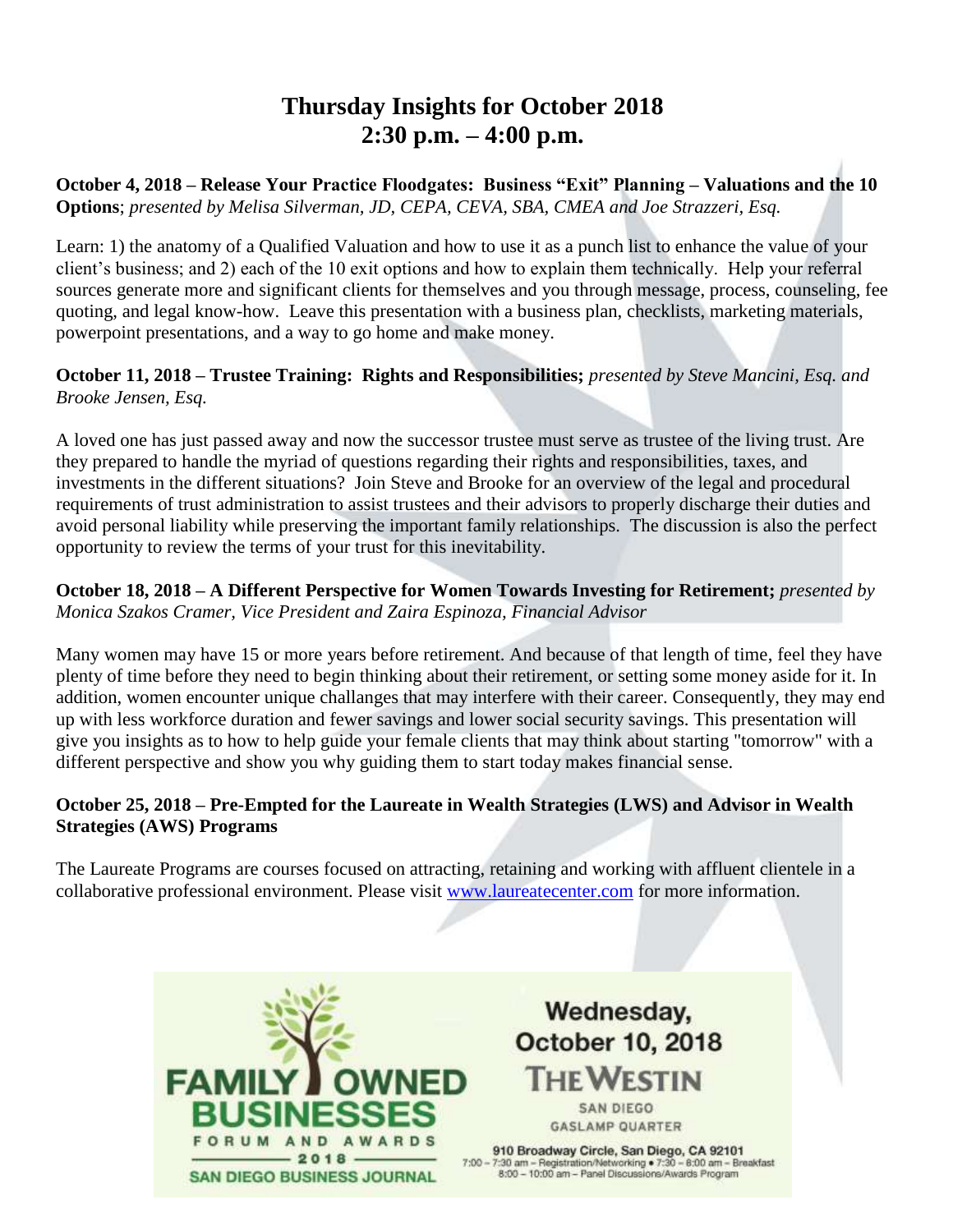# Thursday Insights for October 2018
# 2:30 p.m. – 4:00 p.m.

**October 4, 2018 – Release Your Practice Floodgates: Business "Exit" Planning – Valuations and the 10 Options**; *presented by Melisa Silverman, JD, CEPA, CEVA, SBA, CMEA and Joe Strazzeri, Esq.*

Learn: 1) the anatomy of a Qualified Valuation and how to use it as a punch list to enhance the value of your client's business; and 2) each of the 10 exit options and how to explain them technically. Help your referral sources generate more and significant clients for themselves and you through message, process, counseling, fee quoting, and legal know-how. Leave this presentation with a business plan, checklists, marketing materials, powerpoint presentations, and a way to go home and make money.

**October 11, 2018 – Trustee Training: Rights and Responsibilities;** *presented by Steve Mancini, Esq. and Brooke Jensen, Esq.*

A loved one has just passed away and now the successor trustee must serve as trustee of the living trust. Are they prepared to handle the myriad of questions regarding their rights and responsibilities, taxes, and investments in the different situations? Join Steve and Brooke for an overview of the legal and procedural requirements of trust administration to assist trustees and their advisors to properly discharge their duties and avoid personal liability while preserving the important family relationships. The discussion is also the perfect opportunity to review the terms of your trust for this inevitability.

**October 18, 2018 – A Different Perspective for Women Towards Investing for Retirement;** *presented by Monica Szakos Cramer, Vice President and Zaira Espinoza, Financial Advisor*

Many women may have 15 or more years before retirement. And because of that length of time, feel they have plenty of time before they need to begin thinking about their retirement, or setting some money aside for it. In addition, women encounter unique challanges that may interfere with their career. Consequently, they may end up with less workforce duration and fewer savings and lower social security savings. This presentation will give you insights as to how to help guide your female clients that may think about starting "tomorrow" with a different perspective and show you why guiding them to start today makes financial sense.

**October 25, 2018 – Pre-Empted for the Laureate in Wealth Strategies (LWS) and Advisor in Wealth Strategies (AWS) Programs**

The Laureate Programs are courses focused on attracting, retaining and working with affluent clientele in a collaborative professional environment. Please visit [www.laureatecenter.com](http://www.laureatecenter.com) for more information.

FAMILY OWNED BUSINESSES FORUM AND AWARDS 2018
SAN DIEGO BUSINESS JOURNAL

Wednesday, October 10, 2018

THE WESTIN SAN DIEGO GASLAMP QUARTER

910 Broadway Circle, San Diego, CA 92101
7:00 – 7:30 am – Registration/Networking • 7:30 – 8:00 am – Breakfast
8:00 – 10:00 am – Panel Discussions/Awards Program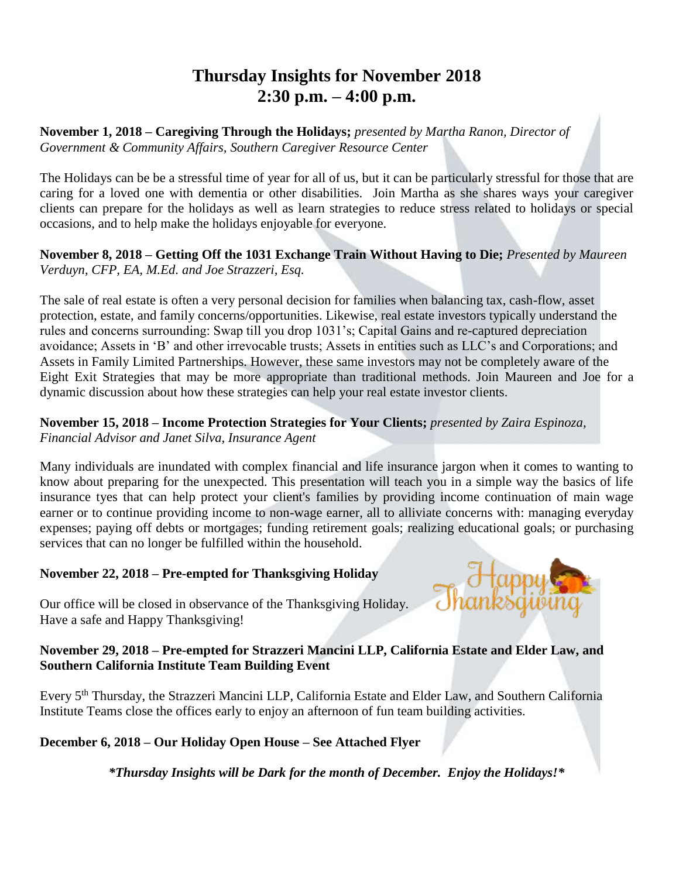# Thursday Insights for November 2018
# 2:30 p.m. – 4:00 p.m.

**November 1, 2018 – Caregiving Through the Holidays;** *presented by Martha Ranon, Director of Government & Community Affairs, Southern Caregiver Resource Center*

The Holidays can be be a stressful time of year for all of us, but it can be particularly stressful for those that are caring for a loved one with dementia or other disabilities. Join Martha as she shares ways your caregiver clients can prepare for the holidays as well as learn strategies to reduce stress related to holidays or special occasions, and to help make the holidays enjoyable for everyone.

**November 8, 2018 – Getting Off the 1031 Exchange Train Without Having to Die;** *Presented by Maureen Verduyn, CFP, EA, M.Ed. and Joe Strazzeri, Esq.*

The sale of real estate is often a very personal decision for families when balancing tax, cash-flow, asset protection, estate, and family concerns/opportunities. Likewise, real estate investors typically understand the rules and concerns surrounding: Swap till you drop 1031's; Capital Gains and re-captured depreciation avoidance; Assets in 'B' and other irrevocable trusts; Assets in entities such as LLC's and Corporations; and Assets in Family Limited Partnerships. However, these same investors may not be completely aware of the Eight Exit Strategies that may be more appropriate than traditional methods. Join Maureen and Joe for a dynamic discussion about how these strategies can help your real estate investor clients.

**November 15, 2018 – Income Protection Strategies for Your Clients;** *presented by Zaira Espinoza, Financial Advisor and Janet Silva, Insurance Agent*

Many individuals are inundated with complex financial and life insurance jargon when it comes to wanting to know about preparing for the unexpected. This presentation will teach you in a simple way the basics of life insurance tyes that can help protect your client's families by providing income continuation of main wage earner or to continue providing income to non-wage earner, all to alliviate concerns with: managing everyday expenses; paying off debts or mortgages; funding retirement goals; realizing educational goals; or purchasing services that can no longer be fulfilled within the household.

**November 22, 2018 – Pre-empted for Thanksgiving Holiday**

Our office will be closed in observance of the Thanksgiving Holiday.
Have a safe and Happy Thanksgiving!

Happy Thanksgiving

**November 29, 2018 – Pre-empted for Strazzeri Mancini LLP, California Estate and Elder Law, and Southern California Institute Team Building Event**

Every 5th Thursday, the Strazzeri Mancini LLP, California Estate and Elder Law, and Southern California Institute Teams close the offices early to enjoy an afternoon of fun team building activities.

**December 6, 2018 – Our Holiday Open House – See Attached Flyer**

***Thursday Insights will be Dark for the month of December. Enjoy the Holidays!***